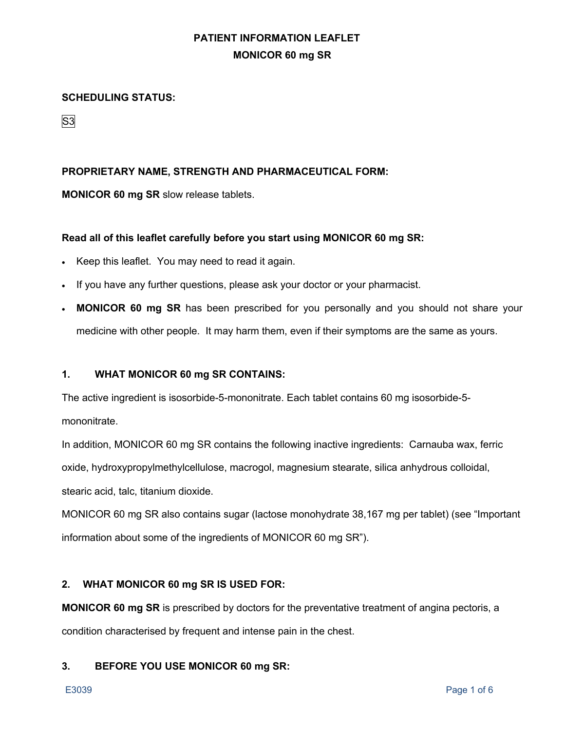# PATIENT INFORMATION LEAFLET

# MONICOR 60 mg SR

**SCHEDULING STATUS:**

S3

**PROPRIETARY NAME, STRENGTH AND PHARMACEUTICAL FORM:**

**MONICOR 60 mg SR** slow release tablets.

**Read all of this leaflet carefully before you start using MONICOR 60 mg SR:**

- Keep this leaflet. You may need to read it again.
- If you have any further questions, please ask your doctor or your pharmacist.
- **MONICOR 60 mg SR** has been prescribed for you personally and you should not share your medicine with other people. It may harm them, even if their symptoms are the same as yours.

## 1. WHAT MONICOR 60 mg SR CONTAINS:

The active ingredient is isosorbide-5-mononitrate. Each tablet contains 60 mg isosorbide-5-mononitrate.

In addition, MONICOR 60 mg SR contains the following inactive ingredients: Carnauba wax, ferric oxide, hydroxypropylmethylcellulose, macrogol, magnesium stearate, silica anhydrous colloidal, stearic acid, talc, titanium dioxide.

MONICOR 60 mg SR also contains sugar (lactose monohydrate 38,167 mg per tablet) (see "Important information about some of the ingredients of MONICOR 60 mg SR").

## 2. WHAT MONICOR 60 mg SR IS USED FOR:

**MONICOR 60 mg SR** is prescribed by doctors for the preventative treatment of angina pectoris, a condition characterised by frequent and intense pain in the chest.

## 3. BEFORE YOU USE MONICOR 60 mg SR: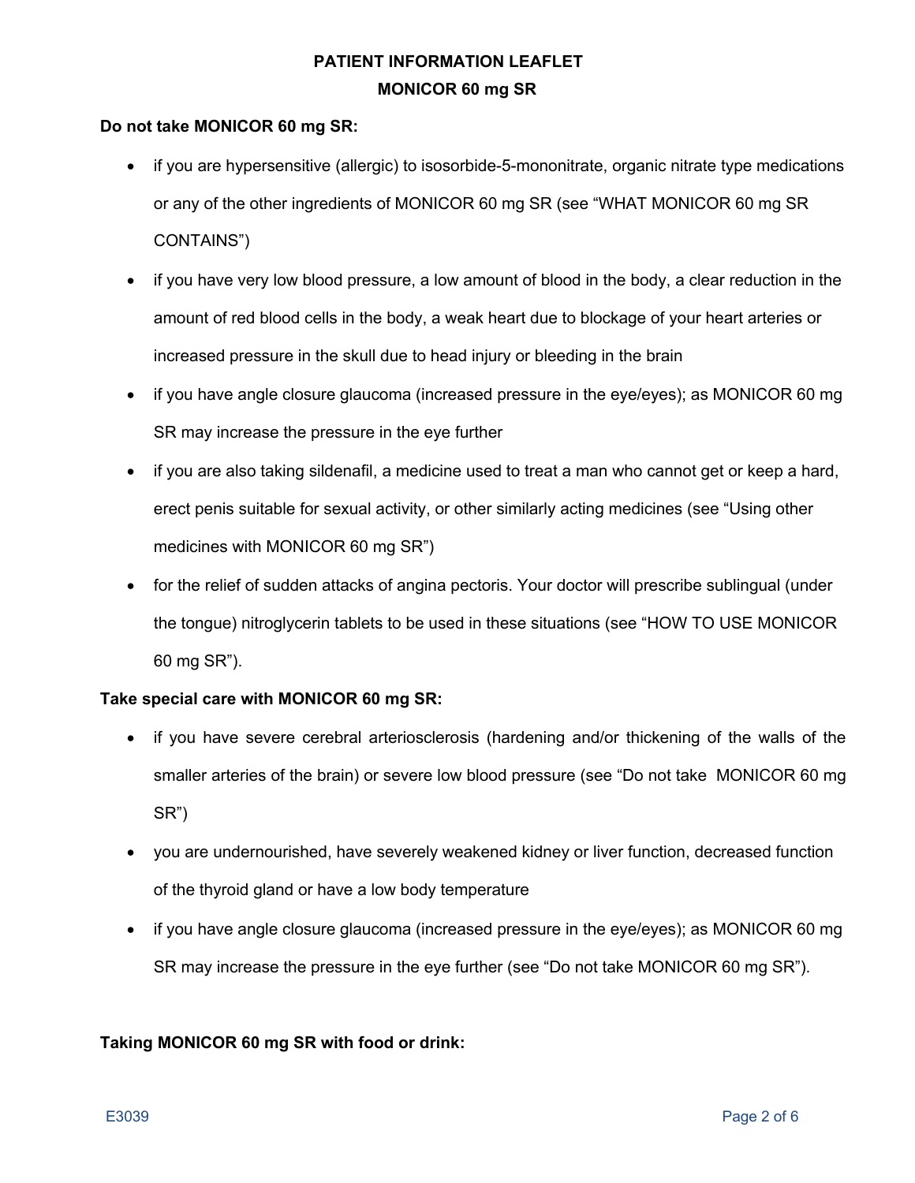**Do not take MONICOR 60 mg SR:**

- if you are hypersensitive (allergic) to isosorbide-5-mononitrate, organic nitrate type medications or any of the other ingredients of MONICOR 60 mg SR (see "WHAT MONICOR 60 mg SR CONTAINS")
- if you have very low blood pressure, a low amount of blood in the body, a clear reduction in the amount of red blood cells in the body, a weak heart due to blockage of your heart arteries or increased pressure in the skull due to head injury or bleeding in the brain
- if you have angle closure glaucoma (increased pressure in the eye/eyes); as MONICOR 60 mg SR may increase the pressure in the eye further
- if you are also taking sildenafil, a medicine used to treat a man who cannot get or keep a hard, erect penis suitable for sexual activity, or other similarly acting medicines (see "Using other medicines with MONICOR 60 mg SR")
- for the relief of sudden attacks of angina pectoris. Your doctor will prescribe sublingual (under the tongue) nitroglycerin tablets to be used in these situations (see "HOW TO USE MONICOR 60 mg SR").

**Take special care with MONICOR 60 mg SR:**

- if you have severe cerebral arteriosclerosis (hardening and/or thickening of the walls of the smaller arteries of the brain) or severe low blood pressure (see "Do not take MONICOR 60 mg SR")
- you are undernourished, have severely weakened kidney or liver function, decreased function of the thyroid gland or have a low body temperature
- if you have angle closure glaucoma (increased pressure in the eye/eyes); as MONICOR 60 mg SR may increase the pressure in the eye further (see "Do not take MONICOR 60 mg SR").

**Taking MONICOR 60 mg SR with food or drink:**

E3039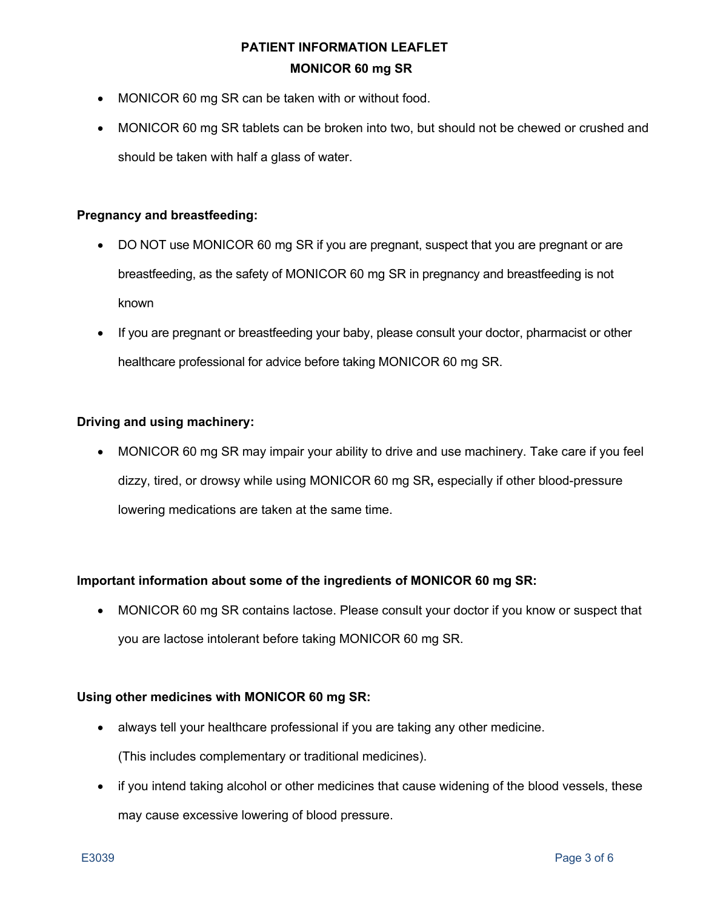- MONICOR 60 mg SR can be taken with or without food.
- MONICOR 60 mg SR tablets can be broken into two, but should not be chewed or crushed and should be taken with half a glass of water.

**Pregnancy and breastfeeding:**

- DO NOT use MONICOR 60 mg SR if you are pregnant, suspect that you are pregnant or are breastfeeding, as the safety of MONICOR 60 mg SR in pregnancy and breastfeeding is not known
- If you are pregnant or breastfeeding your baby, please consult your doctor, pharmacist or other healthcare professional for advice before taking MONICOR 60 mg SR.

**Driving and using machinery:**

- MONICOR 60 mg SR may impair your ability to drive and use machinery. Take care if you feel dizzy, tired, or drowsy while using MONICOR 60 mg SR**,** especially if other blood-pressure lowering medications are taken at the same time.

**Important information about some of the ingredients of MONICOR 60 mg SR:**

- MONICOR 60 mg SR contains lactose. Please consult your doctor if you know or suspect that you are lactose intolerant before taking MONICOR 60 mg SR.

**Using other medicines with MONICOR 60 mg SR:**

- always tell your healthcare professional if you are taking any other medicine. (This includes complementary or traditional medicines).
- if you intend taking alcohol or other medicines that cause widening of the blood vessels, these may cause excessive lowering of blood pressure.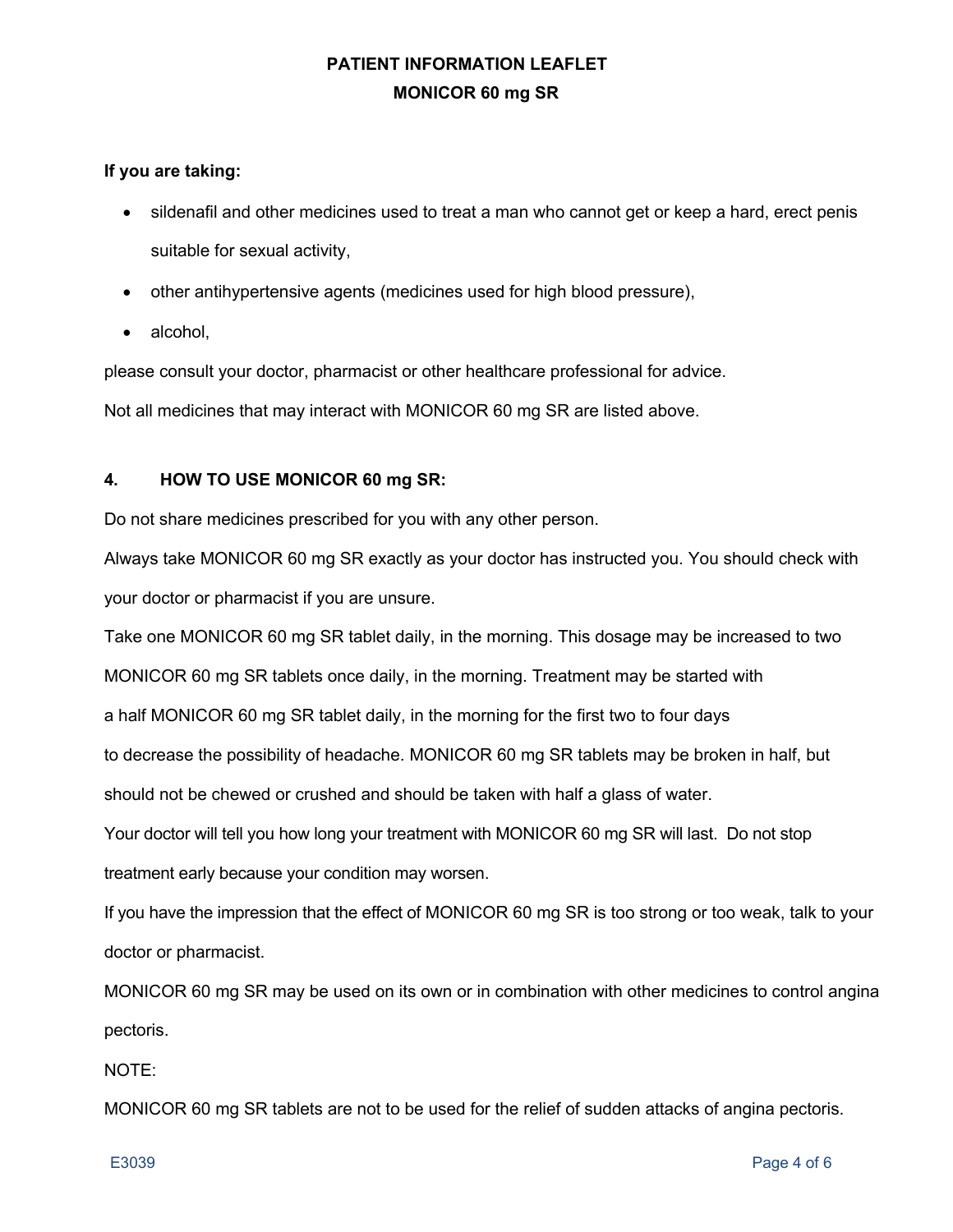**If you are taking:**

- sildenafil and other medicines used to treat a man who cannot get or keep a hard, erect penis suitable for sexual activity,
- other antihypertensive agents (medicines used for high blood pressure),
- alcohol,

please consult your doctor, pharmacist or other healthcare professional for advice.

Not all medicines that may interact with MONICOR 60 mg SR are listed above.

## 4. HOW TO USE MONICOR 60 mg SR:

Do not share medicines prescribed for you with any other person.

Always take MONICOR 60 mg SR exactly as your doctor has instructed you. You should check with your doctor or pharmacist if you are unsure.

Take one MONICOR 60 mg SR tablet daily, in the morning. This dosage may be increased to two MONICOR 60 mg SR tablets once daily, in the morning. Treatment may be started with a half MONICOR 60 mg SR tablet daily, in the morning for the first two to four days to decrease the possibility of headache. MONICOR 60 mg SR tablets may be broken in half, but should not be chewed or crushed and should be taken with half a glass of water.

Your doctor will tell you how long your treatment with MONICOR 60 mg SR will last. Do not stop treatment early because your condition may worsen.

If you have the impression that the effect of MONICOR 60 mg SR is too strong or too weak, talk to your doctor or pharmacist.

MONICOR 60 mg SR may be used on its own or in combination with other medicines to control angina pectoris.

NOTE:

MONICOR 60 mg SR tablets are not to be used for the relief of sudden attacks of angina pectoris.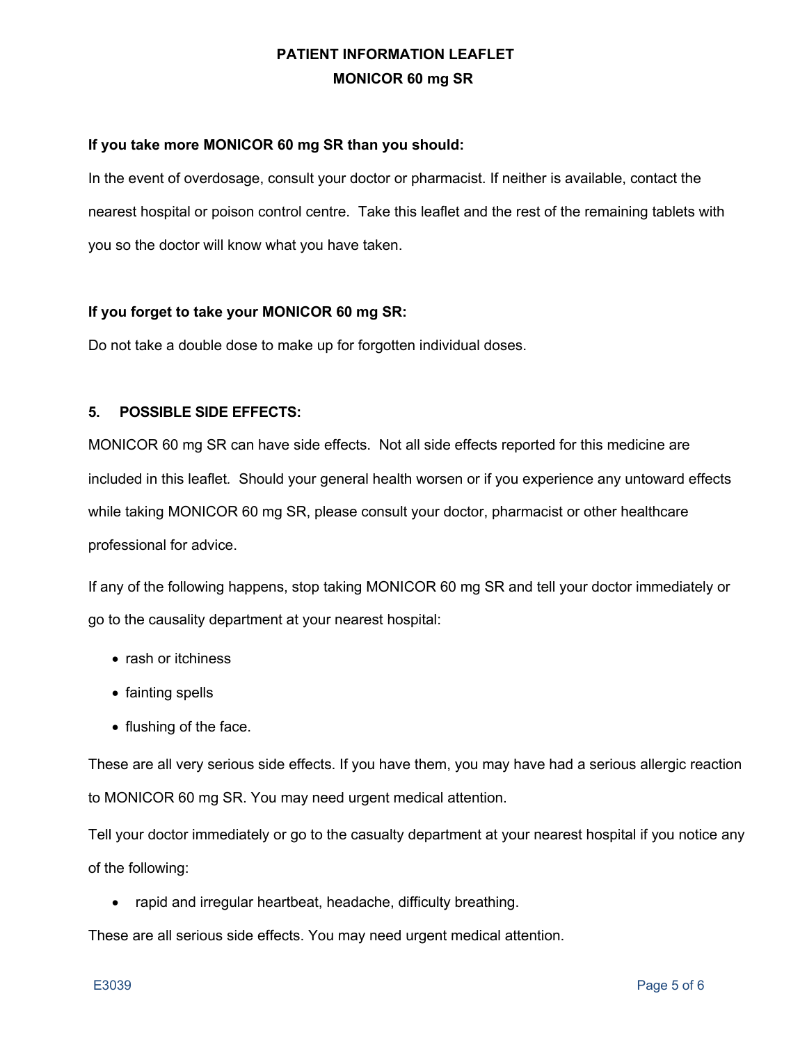**If you take more MONICOR 60 mg SR than you should:**

In the event of overdosage, consult your doctor or pharmacist. If neither is available, contact the nearest hospital or poison control centre. Take this leaflet and the rest of the remaining tablets with you so the doctor will know what you have taken.

**If you forget to take your MONICOR 60 mg SR:**

Do not take a double dose to make up for forgotten individual doses.

**5. POSSIBLE SIDE EFFECTS:**

MONICOR 60 mg SR can have side effects. Not all side effects reported for this medicine are included in this leaflet. Should your general health worsen or if you experience any untoward effects while taking MONICOR 60 mg SR, please consult your doctor, pharmacist or other healthcare professional for advice.

If any of the following happens, stop taking MONICOR 60 mg SR and tell your doctor immediately or go to the causality department at your nearest hospital:

- rash or itchiness
- fainting spells
- flushing of the face.

These are all very serious side effects. If you have them, you may have had a serious allergic reaction to MONICOR 60 mg SR. You may need urgent medical attention.

Tell your doctor immediately or go to the casualty department at your nearest hospital if you notice any of the following:

- rapid and irregular heartbeat, headache, difficulty breathing.

These are all serious side effects. You may need urgent medical attention.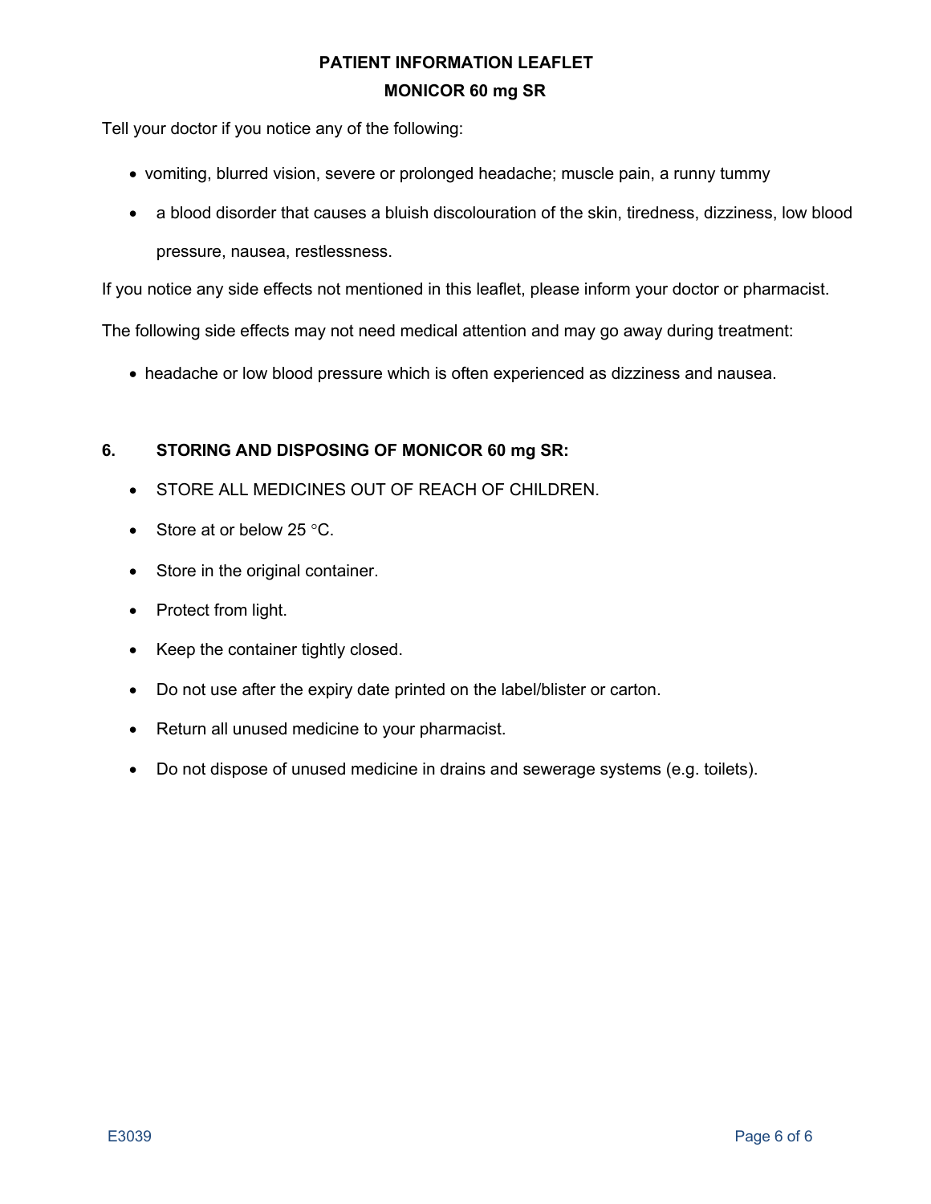Tell your doctor if you notice any of the following:

- vomiting, blurred vision, severe or prolonged headache; muscle pain, a runny tummy
- a blood disorder that causes a bluish discolouration of the skin, tiredness, dizziness, low blood pressure, nausea, restlessness.

If you notice any side effects not mentioned in this leaflet, please inform your doctor or pharmacist.

The following side effects may not need medical attention and may go away during treatment:

- headache or low blood pressure which is often experienced as dizziness and nausea.

## 6. STORING AND DISPOSING OF MONICOR 60 mg SR:

- STORE ALL MEDICINES OUT OF REACH OF CHILDREN.
- Store at or below 25 °C.
- Store in the original container.
- Protect from light.
- Keep the container tightly closed.
- Do not use after the expiry date printed on the label/blister or carton.
- Return all unused medicine to your pharmacist.
- Do not dispose of unused medicine in drains and sewerage systems (e.g. toilets).